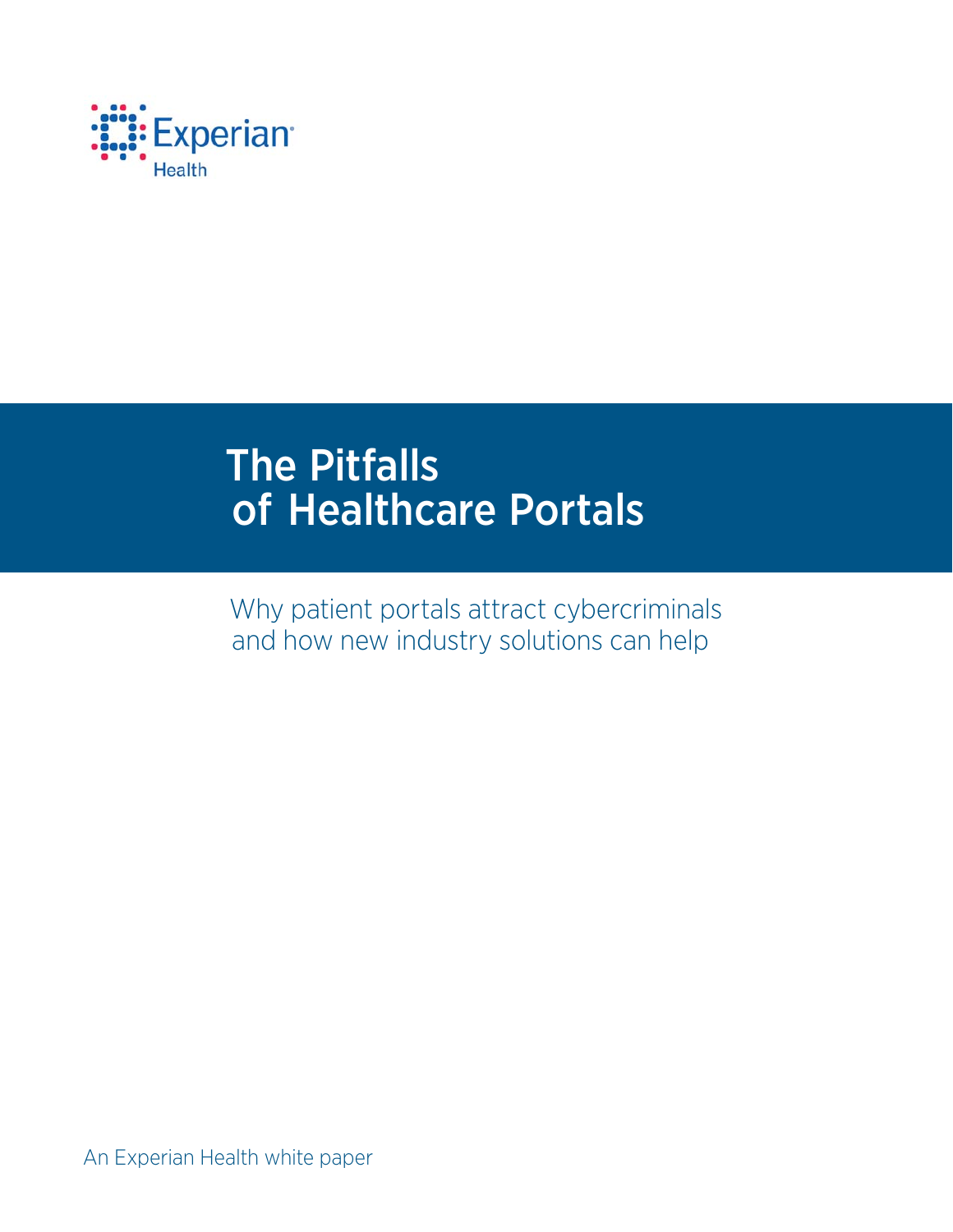Experian Health

# The Pitfalls of Healthcare Portals

Why patient portals attract cybercriminals and how new industry solutions can help

An Experian Health white paper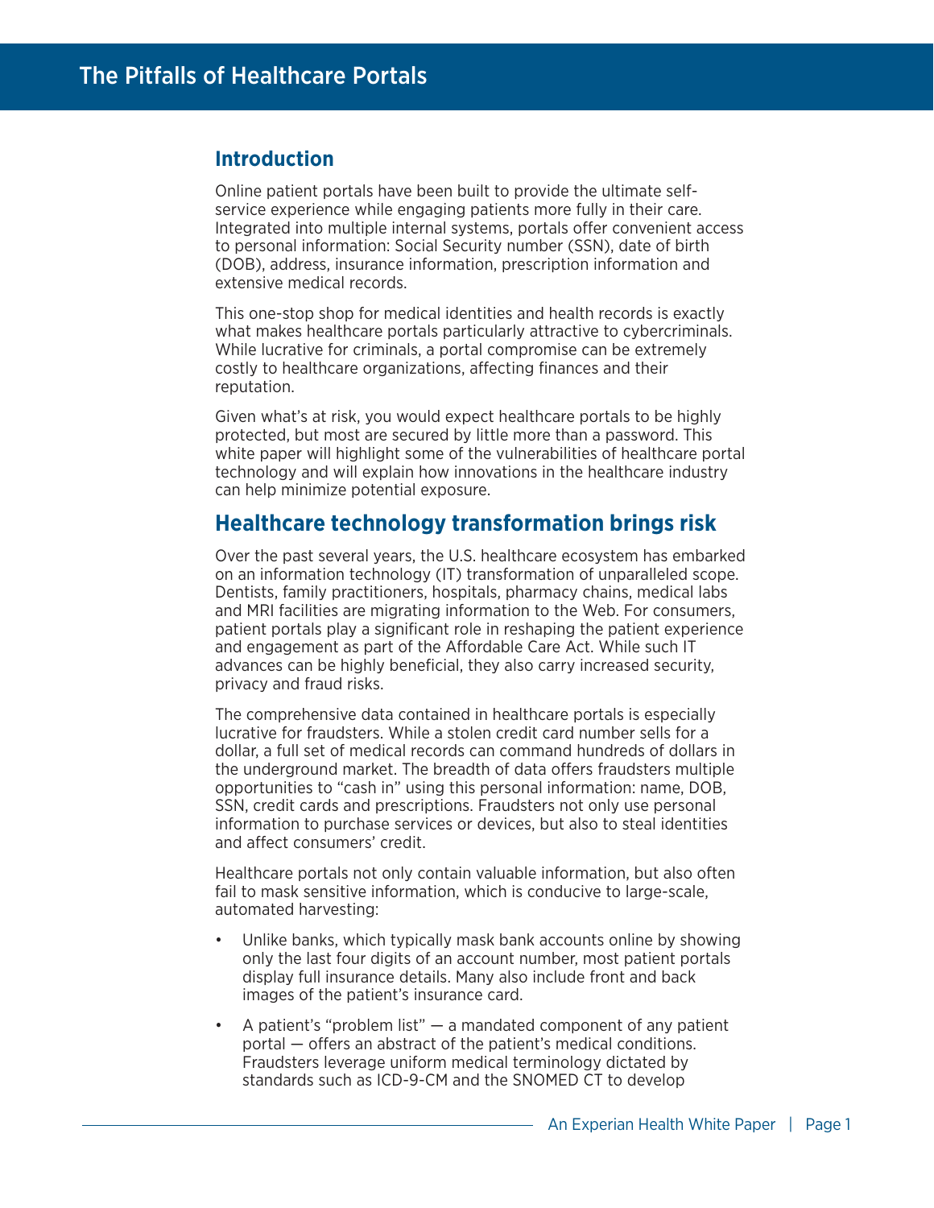# The Pitfalls of Healthcare Portals

## Introduction

Online patient portals have been built to provide the ultimate self-service experience while engaging patients more fully in their care. Integrated into multiple internal systems, portals offer convenient access to personal information: Social Security number (SSN), date of birth (DOB), address, insurance information, prescription information and extensive medical records.

This one-stop shop for medical identities and health records is exactly what makes healthcare portals particularly attractive to cybercriminals. While lucrative for criminals, a portal compromise can be extremely costly to healthcare organizations, affecting finances and their reputation.

Given what's at risk, you would expect healthcare portals to be highly protected, but most are secured by little more than a password. This white paper will highlight some of the vulnerabilities of healthcare portal technology and will explain how innovations in the healthcare industry can help minimize potential exposure.

## Healthcare technology transformation brings risk

Over the past several years, the U.S. healthcare ecosystem has embarked on an information technology (IT) transformation of unparalleled scope. Dentists, family practitioners, hospitals, pharmacy chains, medical labs and MRI facilities are migrating information to the Web. For consumers, patient portals play a significant role in reshaping the patient experience and engagement as part of the Affordable Care Act. While such IT advances can be highly beneficial, they also carry increased security, privacy and fraud risks.

The comprehensive data contained in healthcare portals is especially lucrative for fraudsters. While a stolen credit card number sells for a dollar, a full set of medical records can command hundreds of dollars in the underground market. The breadth of data offers fraudsters multiple opportunities to "cash in" using this personal information: name, DOB, SSN, credit cards and prescriptions. Fraudsters not only use personal information to purchase services or devices, but also to steal identities and affect consumers' credit.

Healthcare portals not only contain valuable information, but also often fail to mask sensitive information, which is conducive to large-scale, automated harvesting:

- Unlike banks, which typically mask bank accounts online by showing only the last four digits of an account number, most patient portals display full insurance details. Many also include front and back images of the patient's insurance card.
- A patient's "problem list" — a mandated component of any patient portal — offers an abstract of the patient's medical conditions. Fraudsters leverage uniform medical terminology dictated by standards such as ICD-9-CM and the SNOMED CT to develop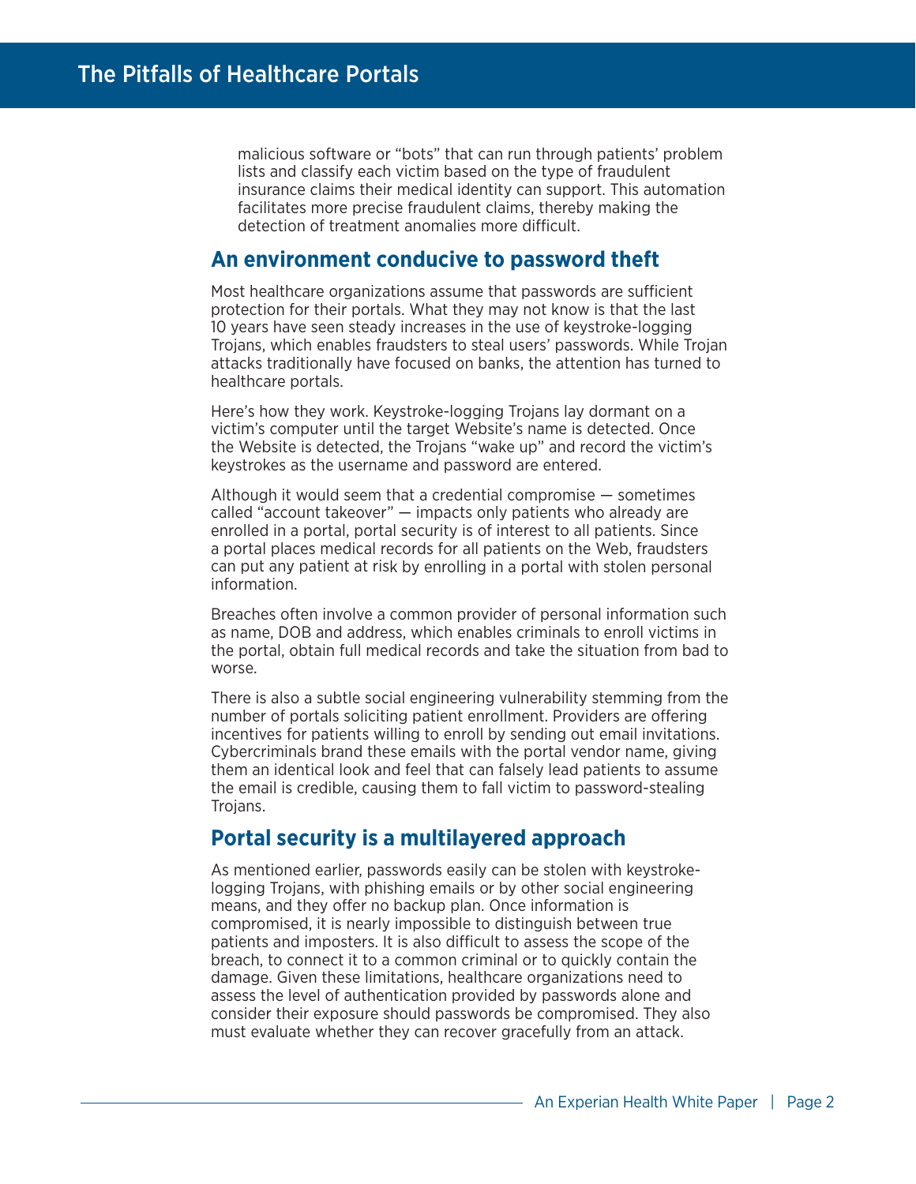malicious software or "bots" that can run through patients' problem lists and classify each victim based on the type of fraudulent insurance claims their medical identity can support. This automation facilitates more precise fraudulent claims, thereby making the detection of treatment anomalies more difficult.

## An environment conducive to password theft

Most healthcare organizations assume that passwords are sufficient protection for their portals. What they may not know is that the last 10 years have seen steady increases in the use of keystroke-logging Trojans, which enables fraudsters to steal users' passwords. While Trojan attacks traditionally have focused on banks, the attention has turned to healthcare portals.

Here's how they work. Keystroke-logging Trojans lay dormant on a victim's computer until the target Website's name is detected. Once the Website is detected, the Trojans "wake up" and record the victim's keystrokes as the username and password are entered.

Although it would seem that a credential compromise — sometimes called "account takeover" — impacts only patients who already are enrolled in a portal, portal security is of interest to all patients. Since a portal places medical records for all patients on the Web, fraudsters can put any patient at risk by enrolling in a portal with stolen personal information.

Breaches often involve a common provider of personal information such as name, DOB and address, which enables criminals to enroll victims in the portal, obtain full medical records and take the situation from bad to worse.

There is also a subtle social engineering vulnerability stemming from the number of portals soliciting patient enrollment. Providers are offering incentives for patients willing to enroll by sending out email invitations. Cybercriminals brand these emails with the portal vendor name, giving them an identical look and feel that can falsely lead patients to assume the email is credible, causing them to fall victim to password-stealing Trojans.

## Portal security is a multilayered approach

As mentioned earlier, passwords easily can be stolen with keystroke-logging Trojans, with phishing emails or by other social engineering means, and they offer no backup plan. Once information is compromised, it is nearly impossible to distinguish between true patients and imposters. It is also difficult to assess the scope of the breach, to connect it to a common criminal or to quickly contain the damage. Given these limitations, healthcare organizations need to assess the level of authentication provided by passwords alone and consider their exposure should passwords be compromised. They also must evaluate whether they can recover gracefully from an attack.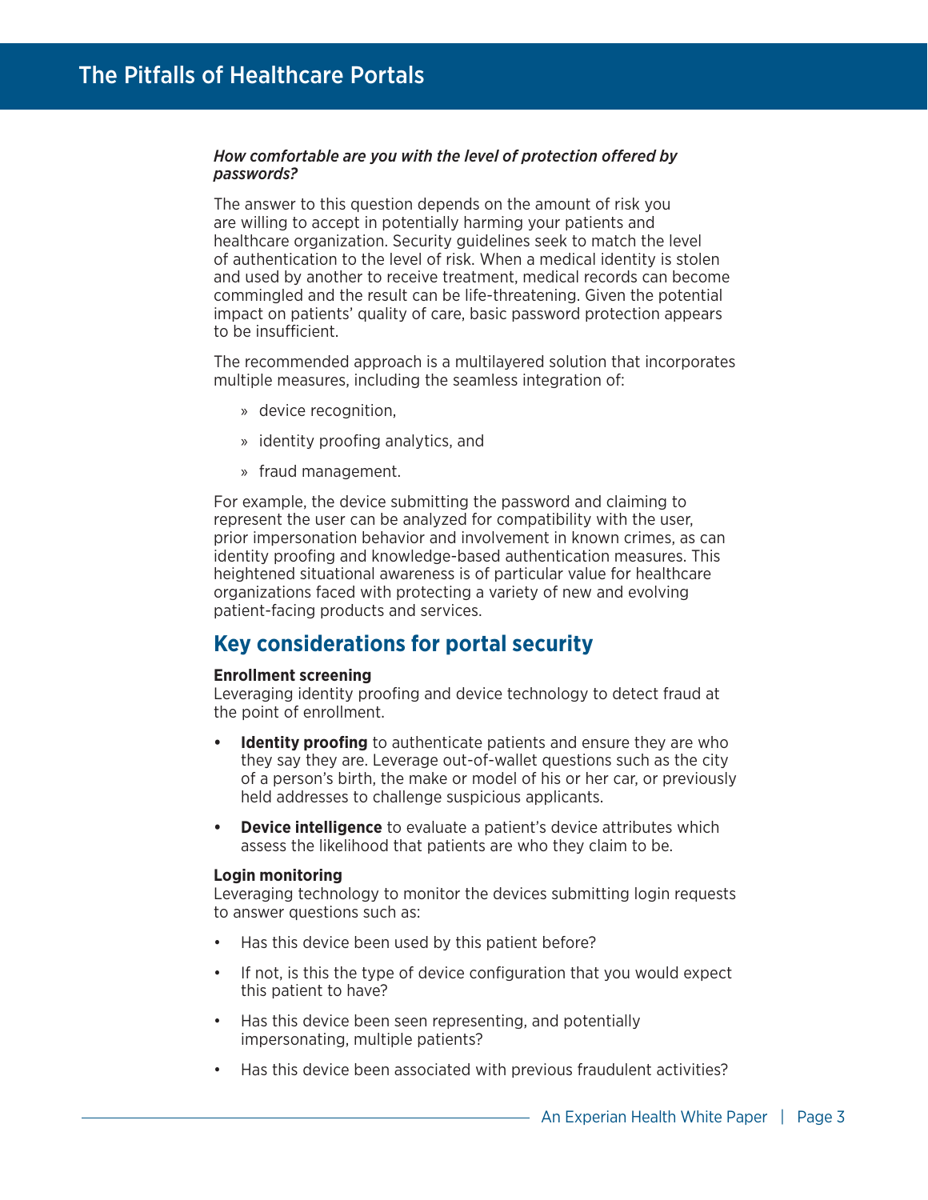*How comfortable are you with the level of protection offered by passwords?*

The answer to this question depends on the amount of risk you are willing to accept in potentially harming your patients and healthcare organization. Security guidelines seek to match the level of authentication to the level of risk. When a medical identity is stolen and used by another to receive treatment, medical records can become commingled and the result can be life-threatening. Given the potential impact on patients' quality of care, basic password protection appears to be insufficient.

The recommended approach is a multilayered solution that incorporates multiple measures, including the seamless integration of:

» device recognition,

» identity proofing analytics, and

» fraud management.

For example, the device submitting the password and claiming to represent the user can be analyzed for compatibility with the user, prior impersonation behavior and involvement in known crimes, as can identity proofing and knowledge-based authentication measures. This heightened situational awareness is of particular value for healthcare organizations faced with protecting a variety of new and evolving patient-facing products and services.

## Key considerations for portal security

**Enrollment screening**
Leveraging identity proofing and device technology to detect fraud at the point of enrollment.

- **Identity proofing** to authenticate patients and ensure they are who they say they are. Leverage out-of-wallet questions such as the city of a person's birth, the make or model of his or her car, or previously held addresses to challenge suspicious applicants.
- **Device intelligence** to evaluate a patient's device attributes which assess the likelihood that patients are who they claim to be.

**Login monitoring**
Leveraging technology to monitor the devices submitting login requests to answer questions such as:

- Has this device been used by this patient before?
- If not, is this the type of device configuration that you would expect this patient to have?
- Has this device been seen representing, and potentially impersonating, multiple patients?
- Has this device been associated with previous fraudulent activities?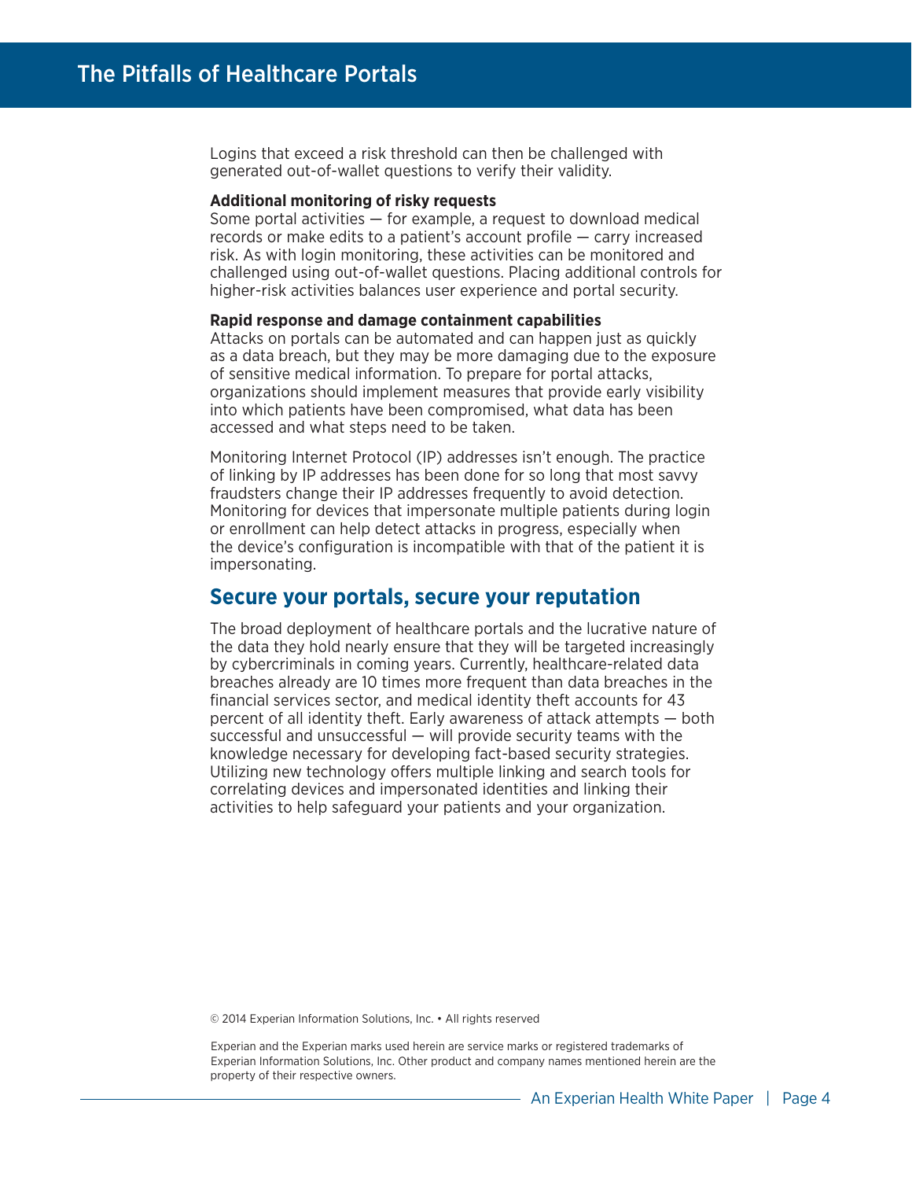Logins that exceed a risk threshold can then be challenged with generated out-of-wallet questions to verify their validity.

**Additional monitoring of risky requests**
Some portal activities — for example, a request to download medical records or make edits to a patient's account profile — carry increased risk. As with login monitoring, these activities can be monitored and challenged using out-of-wallet questions. Placing additional controls for higher-risk activities balances user experience and portal security.

**Rapid response and damage containment capabilities**
Attacks on portals can be automated and can happen just as quickly as a data breach, but they may be more damaging due to the exposure of sensitive medical information. To prepare for portal attacks, organizations should implement measures that provide early visibility into which patients have been compromised, what data has been accessed and what steps need to be taken.

Monitoring Internet Protocol (IP) addresses isn't enough. The practice of linking by IP addresses has been done for so long that most savvy fraudsters change their IP addresses frequently to avoid detection. Monitoring for devices that impersonate multiple patients during login or enrollment can help detect attacks in progress, especially when the device's configuration is incompatible with that of the patient it is impersonating.

## Secure your portals, secure your reputation

The broad deployment of healthcare portals and the lucrative nature of the data they hold nearly ensure that they will be targeted increasingly by cybercriminals in coming years. Currently, healthcare-related data breaches already are 10 times more frequent than data breaches in the financial services sector, and medical identity theft accounts for 43 percent of all identity theft. Early awareness of attack attempts — both successful and unsuccessful — will provide security teams with the knowledge necessary for developing fact-based security strategies. Utilizing new technology offers multiple linking and search tools for correlating devices and impersonated identities and linking their activities to help safeguard your patients and your organization.

© 2014 Experian Information Solutions, Inc. • All rights reserved

Experian and the Experian marks used herein are service marks or registered trademarks of Experian Information Solutions, Inc. Other product and company names mentioned herein are the property of their respective owners.